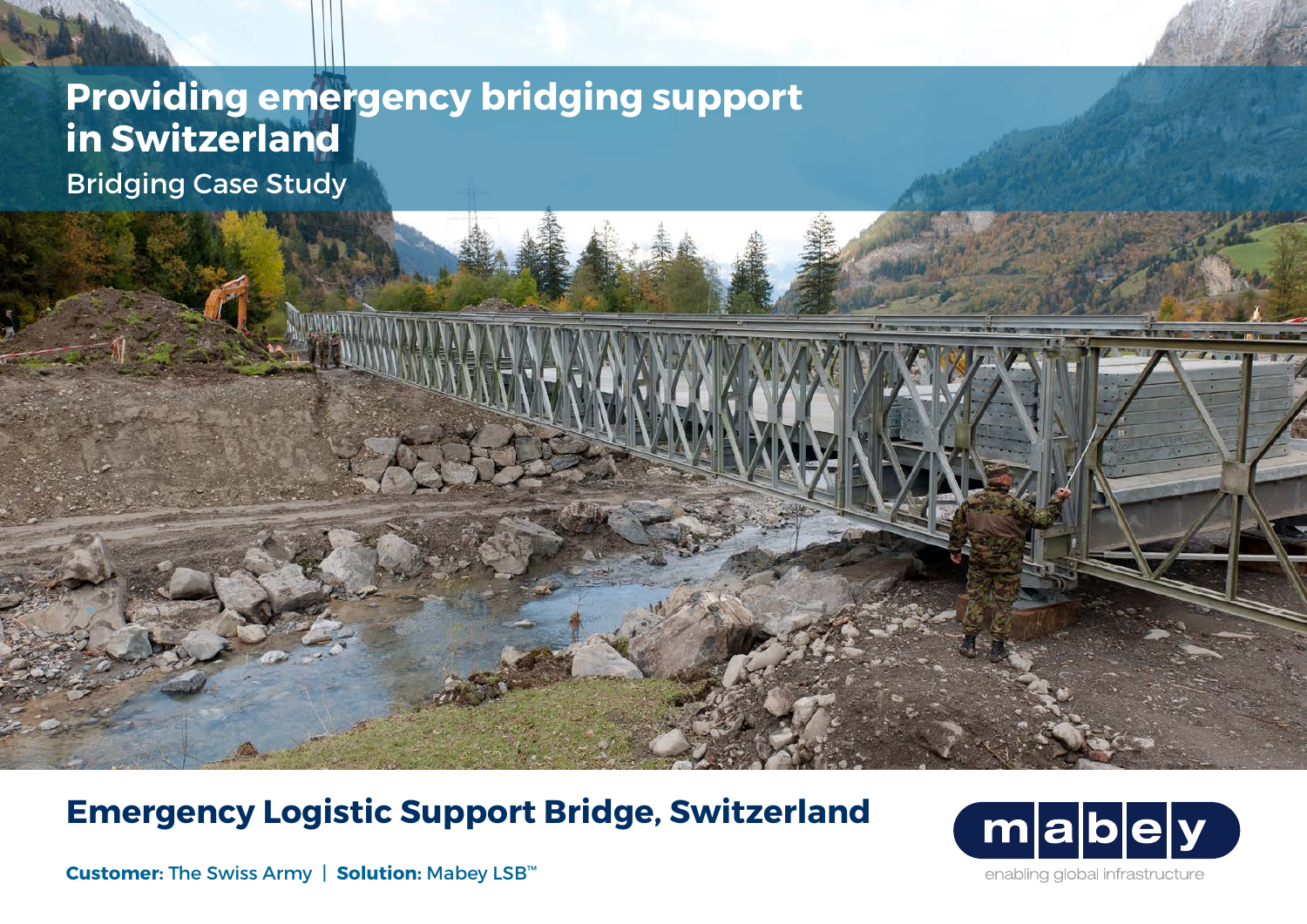# Providing emergency bridging support in Switzerland

Bridging Case Study

## Emergency Logistic Support Bridge, Switzerland

**Customer:** The Swiss Army | **Solution:** Mabey LSB™

mabey

enabling global infrastructure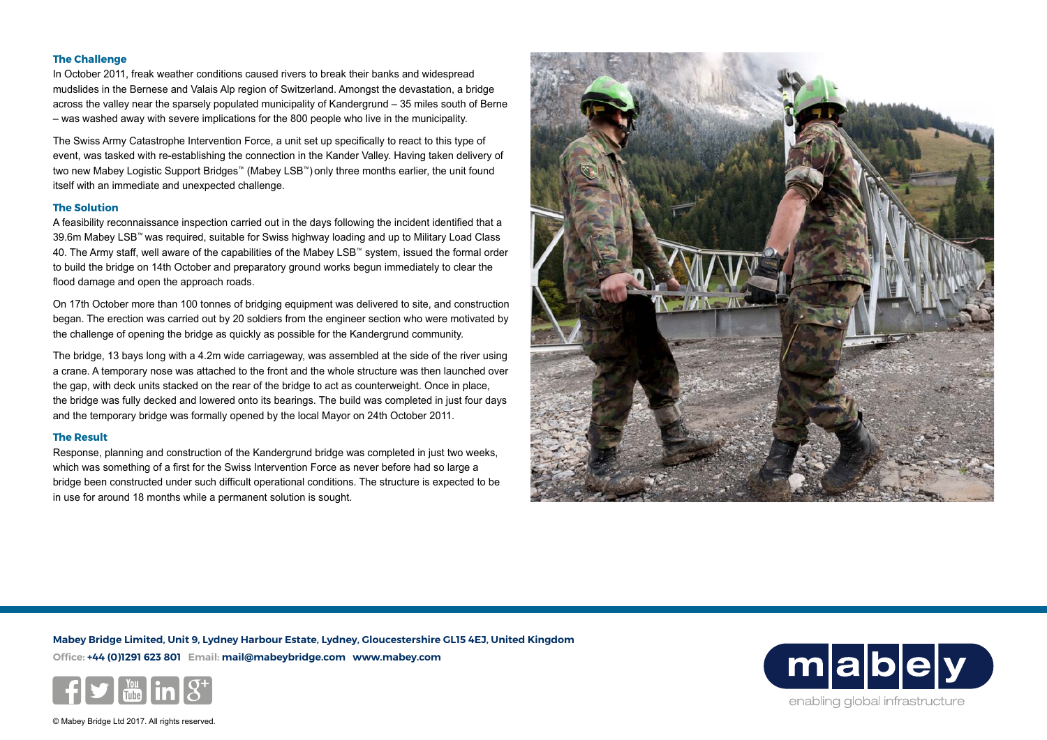## The Challenge

In October 2011, freak weather conditions caused rivers to break their banks and widespread mudslides in the Bernese and Valais Alp region of Switzerland. Amongst the devastation, a bridge across the valley near the sparsely populated municipality of Kandergrund – 35 miles south of Berne – was washed away with severe implications for the 800 people who live in the municipality.

The Swiss Army Catastrophe Intervention Force, a unit set up specifically to react to this type of event, was tasked with re-establishing the connection in the Kander Valley. Having taken delivery of two new Mabey Logistic Support Bridges™ (Mabey LSB™) only three months earlier, the unit found itself with an immediate and unexpected challenge.

## The Solution

A feasibility reconnaissance inspection carried out in the days following the incident identified that a 39.6m Mabey LSB™ was required, suitable for Swiss highway loading and up to Military Load Class 40. The Army staff, well aware of the capabilities of the Mabey LSB™ system, issued the formal order to build the bridge on 14th October and preparatory ground works begun immediately to clear the flood damage and open the approach roads.

On 17th October more than 100 tonnes of bridging equipment was delivered to site, and construction began. The erection was carried out by 20 soldiers from the engineer section who were motivated by the challenge of opening the bridge as quickly as possible for the Kandergrund community.

The bridge, 13 bays long with a 4.2m wide carriageway, was assembled at the side of the river using a crane. A temporary nose was attached to the front and the whole structure was then launched over the gap, with deck units stacked on the rear of the bridge to act as counterweight. Once in place, the bridge was fully decked and lowered onto its bearings. The build was completed in just four days and the temporary bridge was formally opened by the local Mayor on 24th October 2011.

## The Result

Response, planning and construction of the Kandergrund bridge was completed in just two weeks, which was something of a first for the Swiss Intervention Force as never before had so large a bridge been constructed under such difficult operational conditions. The structure is expected to be in use for around 18 months while a permanent solution is sought.

**Mabey Bridge Limited, Unit 9, Lydney Harbour Estate, Lydney, Gloucestershire GL15 4EJ, United Kingdom**

Office: **+44 (0)1291 623 801** Email: **mail@mabeybridge.com** **www.mabey.com**

mabey

enabling global infrastructure

© Mabey Bridge Ltd 2017. All rights reserved.